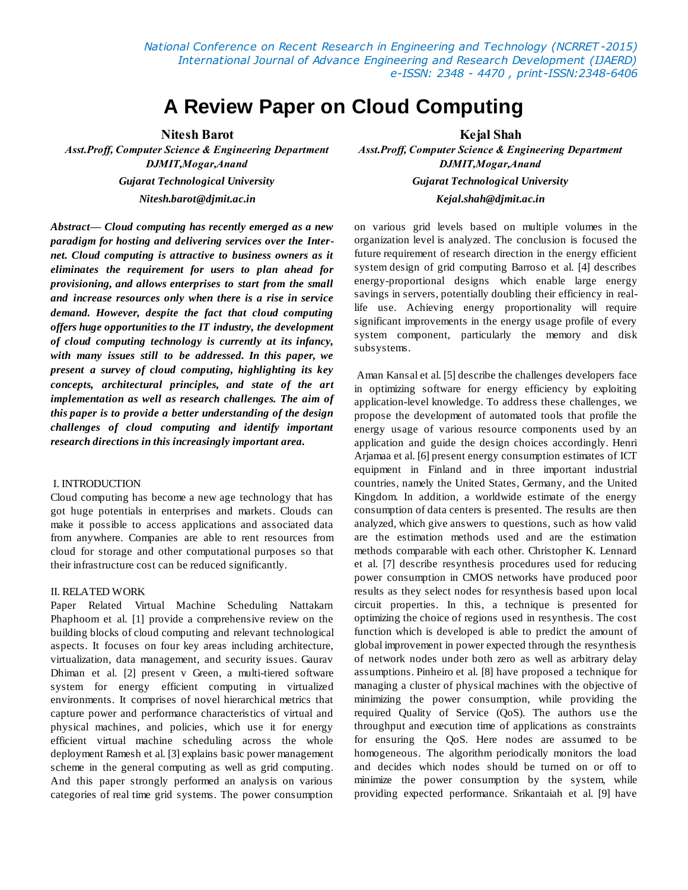# A Review Paper on Cloud Computing

**Nitesh Barot**
*Asst.Proff, Computer Science & Engineering Department*
*DJMIT,Mogar,Anand*
*Gujarat Technological University*
*Nitesh.barot@djmit.ac.in*

**Kejal Shah**
*Asst.Proff, Computer Science & Engineering Department*
*DJMIT,Mogar,Anand*
*Gujarat Technological University*
*Kejal.shah@djmit.ac.in*

***Abstract— Cloud computing has recently emerged as a new paradigm for hosting and delivering services over the Internet. Cloud computing is attractive to business owners as it eliminates the requirement for users to plan ahead for provisioning, and allows enterprises to start from the small and increase resources only when there is a rise in service demand. However, despite the fact that cloud computing offers huge opportunities to the IT industry, the development of cloud computing technology is currently at its infancy, with many issues still to be addressed. In this paper, we present a survey of cloud computing, highlighting its key concepts, architectural principles, and state of the art implementation as well as research challenges. The aim of this paper is to provide a better understanding of the design challenges of cloud computing and identify important research directions in this increasingly important area.***

## I. INTRODUCTION

Cloud computing has become a new age technology that has got huge potentials in enterprises and markets. Clouds can make it possible to access applications and associated data from anywhere. Companies are able to rent resources from cloud for storage and other computational purposes so that their infrastructure cost can be reduced significantly.

## II. RELATED WORK

Paper Related Virtual Machine Scheduling Nattakarn Phaphoom et al. [1] provide a comprehensive review on the building blocks of cloud computing and relevant technological aspects. It focuses on four key areas including architecture, virtualization, data management, and security issues. Gaurav Dhiman et al. [2] present v Green, a multi-tiered software system for energy efficient computing in virtualized environments. It comprises of novel hierarchical metrics that capture power and performance characteristics of virtual and physical machines, and policies, which use it for energy efficient virtual machine scheduling across the whole deployment Ramesh et al. [3] explains basic power management scheme in the general computing as well as grid computing. And this paper strongly performed an analysis on various categories of real time grid systems. The power consumption on various grid levels based on multiple volumes in the organization level is analyzed. The conclusion is focused the future requirement of research direction in the energy efficient system design of grid computing Barroso et al. [4] describes energy-proportional designs which enable large energy savings in servers, potentially doubling their efficiency in real-life use. Achieving energy proportionality will require significant improvements in the energy usage profile of every system component, particularly the memory and disk subsystems.

Aman Kansal et al. [5] describe the challenges developers face in optimizing software for energy efficiency by exploiting application-level knowledge. To address these challenges, we propose the development of automated tools that profile the energy usage of various resource components used by an application and guide the design choices accordingly. Henri Arjamaa et al. [6] present energy consumption estimates of ICT equipment in Finland and in three important industrial countries, namely the United States, Germany, and the United Kingdom. In addition, a worldwide estimate of the energy consumption of data centers is presented. The results are then analyzed, which give answers to questions, such as how valid are the estimation methods used and are the estimation methods comparable with each other. Christopher K. Lennard et al. [7] describe resynthesis procedures used for reducing power consumption in CMOS networks have produced poor results as they select nodes for resynthesis based upon local circuit properties. In this, a technique is presented for optimizing the choice of regions used in resynthesis. The cost function which is developed is able to predict the amount of global improvement in power expected through the resynthesis of network nodes under both zero as well as arbitrary delay assumptions. Pinheiro et al. [8] have proposed a technique for managing a cluster of physical machines with the objective of minimizing the power consumption, while providing the required Quality of Service (QoS). The authors use the throughput and execution time of applications as constraints for ensuring the QoS. Here nodes are assumed to be homogeneous. The algorithm periodically monitors the load and decides which nodes should be turned on or off to minimize the power consumption by the system, while providing expected performance. Srikantaiah et al. [9] have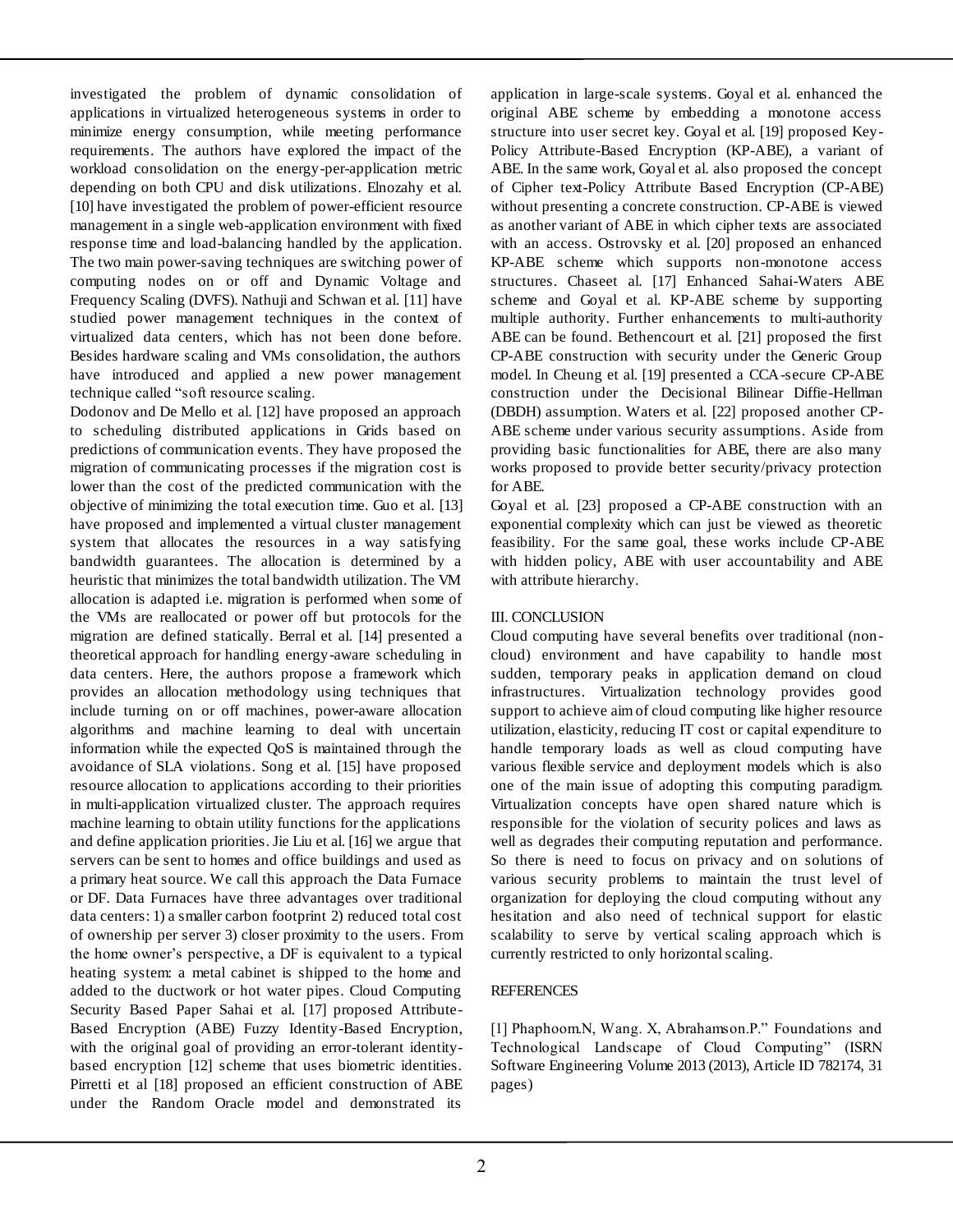investigated the problem of dynamic consolidation of applications in virtualized heterogeneous systems in order to minimize energy consumption, while meeting performance requirements. The authors have explored the impact of the workload consolidation on the energy-per-application metric depending on both CPU and disk utilizations. Elnozahy et al. [10] have investigated the problem of power-efficient resource management in a single web-application environment with fixed response time and load-balancing handled by the application. The two main power-saving techniques are switching power of computing nodes on or off and Dynamic Voltage and Frequency Scaling (DVFS). Nathuji and Schwan et al. [11] have studied power management techniques in the context of virtualized data centers, which has not been done before. Besides hardware scaling and VMs consolidation, the authors have introduced and applied a new power management technique called "soft resource scaling.

Dodonov and De Mello et al. [12] have proposed an approach to scheduling distributed applications in Grids based on predictions of communication events. They have proposed the migration of communicating processes if the migration cost is lower than the cost of the predicted communication with the objective of minimizing the total execution time. Guo et al. [13] have proposed and implemented a virtual cluster management system that allocates the resources in a way satisfying bandwidth guarantees. The allocation is determined by a heuristic that minimizes the total bandwidth utilization. The VM allocation is adapted i.e. migration is performed when some of the VMs are reallocated or power off but protocols for the migration are defined statically. Berral et al. [14] presented a theoretical approach for handling energy-aware scheduling in data centers. Here, the authors propose a framework which provides an allocation methodology using techniques that include turning on or off machines, power-aware allocation algorithms and machine learning to deal with uncertain information while the expected QoS is maintained through the avoidance of SLA violations. Song et al. [15] have proposed resource allocation to applications according to their priorities in multi-application virtualized cluster. The approach requires machine learning to obtain utility functions for the applications and define application priorities. Jie Liu et al. [16] we argue that servers can be sent to homes and office buildings and used as a primary heat source. We call this approach the Data Furnace or DF. Data Furnaces have three advantages over traditional data centers: 1) a smaller carbon footprint 2) reduced total cost of ownership per server 3) closer proximity to the users. From the home owner's perspective, a DF is equivalent to a typical heating system: a metal cabinet is shipped to the home and added to the ductwork or hot water pipes. Cloud Computing Security Based Paper Sahai et al. [17] proposed Attribute-Based Encryption (ABE) Fuzzy Identity-Based Encryption, with the original goal of providing an error-tolerant identity-based encryption [12] scheme that uses biometric identities. Pirretti et al [18] proposed an efficient construction of ABE under the Random Oracle model and demonstrated its application in large-scale systems. Goyal et al. enhanced the original ABE scheme by embedding a monotone access structure into user secret key. Goyal et al. [19] proposed Key-Policy Attribute-Based Encryption (KP-ABE), a variant of ABE. In the same work, Goyal et al. also proposed the concept of Cipher text-Policy Attribute Based Encryption (CP-ABE) without presenting a concrete construction. CP-ABE is viewed as another variant of ABE in which cipher texts are associated with an access. Ostrovsky et al. [20] proposed an enhanced KP-ABE scheme which supports non-monotone access structures. Chaseet al. [17] Enhanced Sahai-Waters ABE scheme and Goyal et al. KP-ABE scheme by supporting multiple authority. Further enhancements to multi-authority ABE can be found. Bethencourt et al. [21] proposed the first CP-ABE construction with security under the Generic Group model. In Cheung et al. [19] presented a CCA-secure CP-ABE construction under the Decisional Bilinear Diffie-Hellman (DBDH) assumption. Waters et al. [22] proposed another CP-ABE scheme under various security assumptions. Aside from providing basic functionalities for ABE, there are also many works proposed to provide better security/privacy protection for ABE.

Goyal et al. [23] proposed a CP-ABE construction with an exponential complexity which can just be viewed as theoretic feasibility. For the same goal, these works include CP-ABE with hidden policy, ABE with user accountability and ABE with attribute hierarchy.

## III. CONCLUSION

Cloud computing have several benefits over traditional (non-cloud) environment and have capability to handle most sudden, temporary peaks in application demand on cloud infrastructures. Virtualization technology provides good support to achieve aim of cloud computing like higher resource utilization, elasticity, reducing IT cost or capital expenditure to handle temporary loads as well as cloud computing have various flexible service and deployment models which is also one of the main issue of adopting this computing paradigm. Virtualization concepts have open shared nature which is responsible for the violation of security polices and laws as well as degrades their computing reputation and performance. So there is need to focus on privacy and on solutions of various security problems to maintain the trust level of organization for deploying the cloud computing without any hesitation and also need of technical support for elastic scalability to serve by vertical scaling approach which is currently restricted to only horizontal scaling.

## REFERENCES

[1] Phaphoom.N, Wang. X, Abrahamson.P." Foundations and Technological Landscape of Cloud Computing" (ISRN Software Engineering Volume 2013 (2013), Article ID 782174, 31 pages)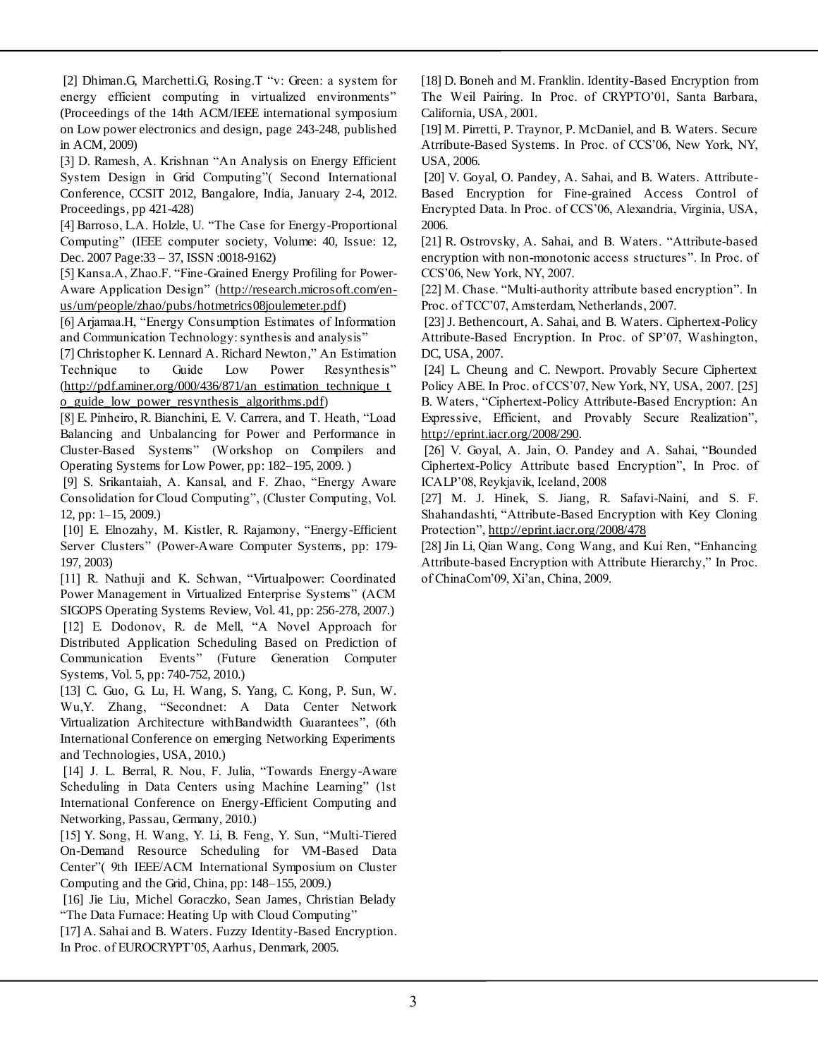[2] Dhiman.G, Marchetti.G, Rosing.T "v: Green: a system for energy efficient computing in virtualized environments" (Proceedings of the 14th ACM/IEEE international symposium on Low power electronics and design, page 243-248, published in ACM, 2009)

[3] D. Ramesh, A. Krishnan "An Analysis on Energy Efficient System Design in Grid Computing"( Second International Conference, CCSIT 2012, Bangalore, India, January 2-4, 2012. Proceedings, pp 421-428)

[4] Barroso, L.A. Holzle, U. "The Case for Energy-Proportional Computing" (IEEE computer society, Volume: 40, Issue: 12, Dec. 2007 Page:33 – 37, ISSN :0018-9162)

[5] Kansa.A, Zhao.F. "Fine-Grained Energy Profiling for Power-Aware Application Design" (http://research.microsoft.com/en-us/um/people/zhao/pubs/hotmetrics08joulemeter.pdf)

[6] Arjamaa.H, "Energy Consumption Estimates of Information and Communication Technology: synthesis and analysis"

[7] Christopher K. Lennard A. Richard Newton," An Estimation Technique to Guide Low Power Resynthesis" (http://pdf.aminer.org/000/436/871/an_estimation_technique_to_guide_low_power_resynthesis_algorithms.pdf)

[8] E. Pinheiro, R. Bianchini, E. V. Carrera, and T. Heath, "Load Balancing and Unbalancing for Power and Performance in Cluster-Based Systems" (Workshop on Compilers and Operating Systems for Low Power, pp: 182–195, 2009. )

[9] S. Srikantaiah, A. Kansal, and F. Zhao, "Energy Aware Consolidation for Cloud Computing", (Cluster Computing, Vol. 12, pp: 1–15, 2009.)

[10] E. Elnozahy, M. Kistler, R. Rajamony, "Energy-Efficient Server Clusters" (Power-Aware Computer Systems, pp: 179-197, 2003)

[11] R. Nathuji and K. Schwan, "Virtualpower: Coordinated Power Management in Virtualized Enterprise Systems" (ACM SIGOPS Operating Systems Review, Vol. 41, pp: 256-278, 2007.)

[12] E. Dodonov, R. de Mell, "A Novel Approach for Distributed Application Scheduling Based on Prediction of Communication Events" (Future Generation Computer Systems, Vol. 5, pp: 740-752, 2010.)

[13] C. Guo, G. Lu, H. Wang, S. Yang, C. Kong, P. Sun, W. Wu,Y. Zhang, "Secondnet: A Data Center Network Virtualization Architecture withBandwidth Guarantees", (6th International Conference on emerging Networking Experiments and Technologies, USA, 2010.)

[14] J. L. Berral, R. Nou, F. Julia, "Towards Energy-Aware Scheduling in Data Centers using Machine Learning" (1st International Conference on Energy-Efficient Computing and Networking, Passau, Germany, 2010.)

[15] Y. Song, H. Wang, Y. Li, B. Feng, Y. Sun, "Multi-Tiered On-Demand Resource Scheduling for VM-Based Data Center"( 9th IEEE/ACM International Symposium on Cluster Computing and the Grid, China, pp: 148–155, 2009.)

[16] Jie Liu, Michel Goraczko, Sean James, Christian Belady "The Data Furnace: Heating Up with Cloud Computing"

[17] A. Sahai and B. Waters. Fuzzy Identity-Based Encryption. In Proc. of EUROCRYPT'05, Aarhus, Denmark, 2005.

[18] D. Boneh and M. Franklin. Identity-Based Encryption from The Weil Pairing. In Proc. of CRYPTO'01, Santa Barbara, California, USA, 2001.

[19] M. Pirretti, P. Traynor, P. McDaniel, and B. Waters. Secure Atrribute-Based Systems. In Proc. of CCS'06, New York, NY, USA, 2006.

[20] V. Goyal, O. Pandey, A. Sahai, and B. Waters. Attribute-Based Encryption for Fine-grained Access Control of Encrypted Data. In Proc. of CCS'06, Alexandria, Virginia, USA, 2006.

[21] R. Ostrovsky, A. Sahai, and B. Waters. "Attribute-based encryption with non-monotonic access structures". In Proc. of CCS'06, New York, NY, 2007.

[22] M. Chase. "Multi-authority attribute based encryption". In Proc. of TCC'07, Amsterdam, Netherlands, 2007.

[23] J. Bethencourt, A. Sahai, and B. Waters. Ciphertext-Policy Attribute-Based Encryption. In Proc. of SP'07, Washington, DC, USA, 2007.

[24] L. Cheung and C. Newport. Provably Secure Ciphertext Policy ABE. In Proc. of CCS'07, New York, NY, USA, 2007. [25] B. Waters, "Ciphertext-Policy Attribute-Based Encryption: An Expressive, Efficient, and Provably Secure Realization", http://eprint.iacr.org/2008/290.

[26] V. Goyal, A. Jain, O. Pandey and A. Sahai, "Bounded Ciphertext-Policy Attribute based Encryption", In Proc. of ICALP'08, Reykjavik, Iceland, 2008

[27] M. J. Hinek, S. Jiang, R. Safavi-Naini, and S. F. Shahandashti, "Attribute-Based Encryption with Key Cloning Protection", http://eprint.iacr.org/2008/478

[28] Jin Li, Qian Wang, Cong Wang, and Kui Ren, "Enhancing Attribute-based Encryption with Attribute Hierarchy," In Proc. of ChinaCom'09, Xi'an, China, 2009.